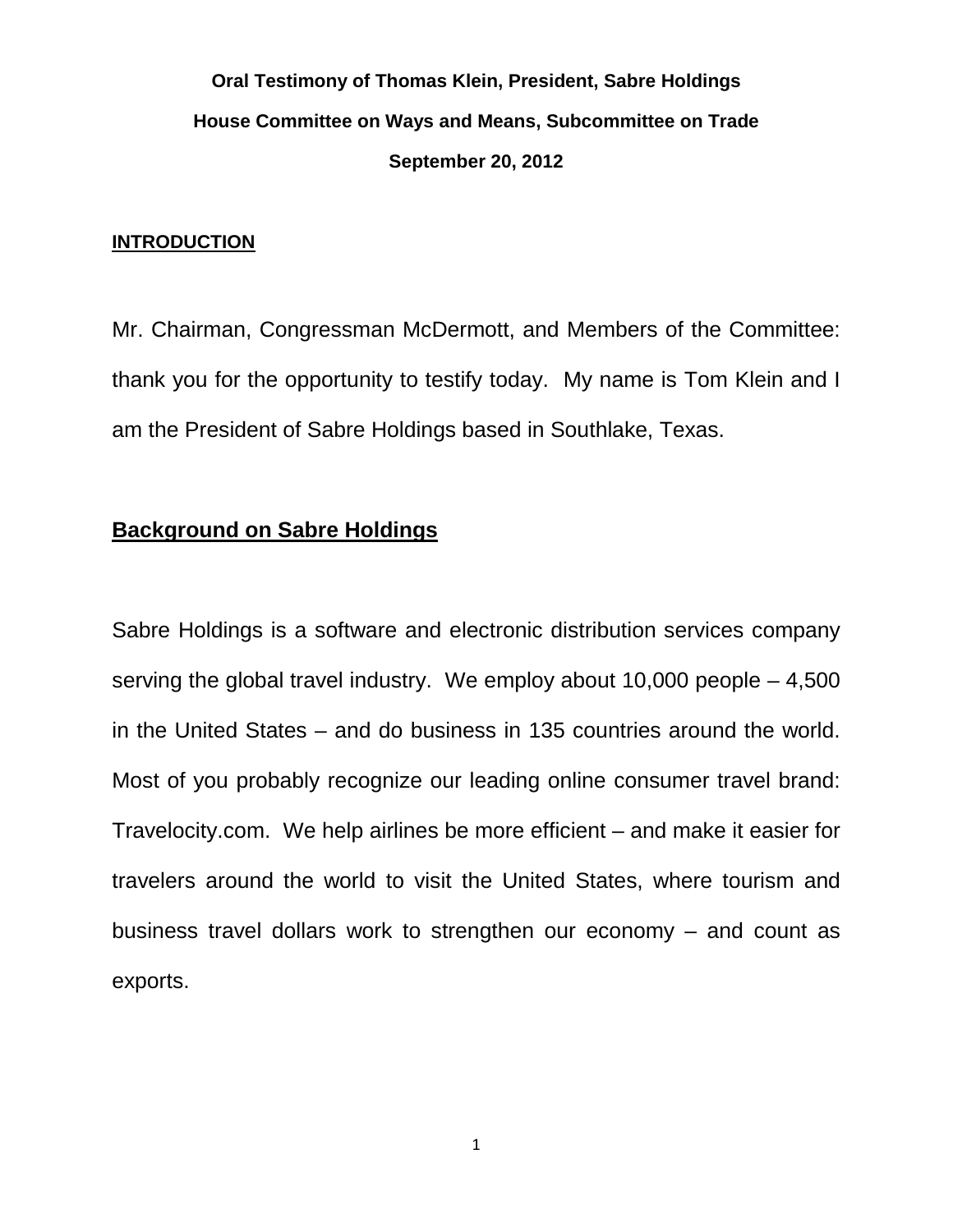**Oral Testimony of Thomas Klein, President, Sabre Holdings**

**House Committee on Ways and Means, Subcommittee on Trade**

**September 20, 2012**

## INTRODUCTION

Mr. Chairman, Congressman McDermott, and Members of the Committee: thank you for the opportunity to testify today. My name is Tom Klein and I am the President of Sabre Holdings based in Southlake, Texas.

## Background on Sabre Holdings

Sabre Holdings is a software and electronic distribution services company serving the global travel industry. We employ about 10,000 people – 4,500 in the United States – and do business in 135 countries around the world. Most of you probably recognize our leading online consumer travel brand: Travelocity.com. We help airlines be more efficient – and make it easier for travelers around the world to visit the United States, where tourism and business travel dollars work to strengthen our economy – and count as exports.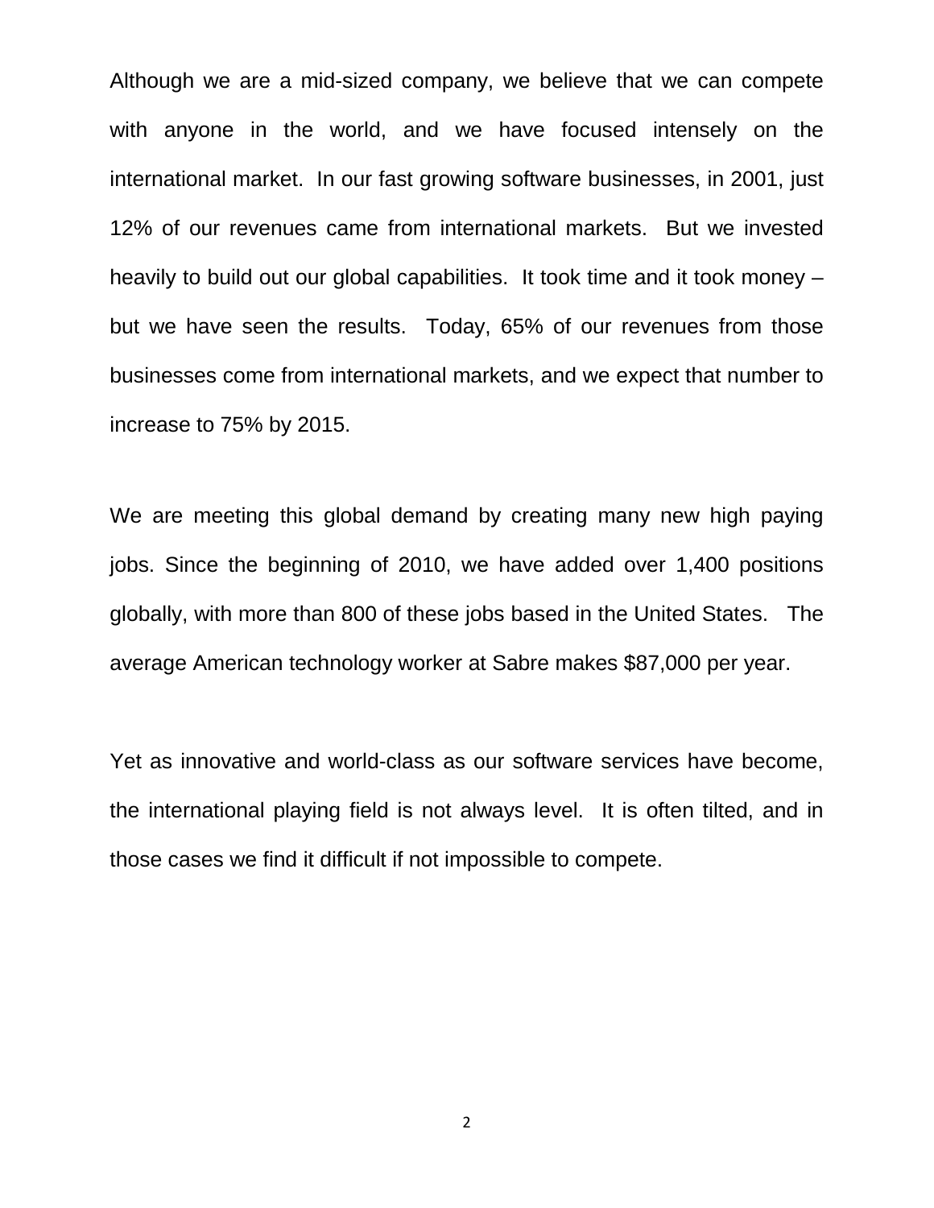Although we are a mid-sized company, we believe that we can compete with anyone in the world, and we have focused intensely on the international market. In our fast growing software businesses, in 2001, just 12% of our revenues came from international markets. But we invested heavily to build out our global capabilities. It took time and it took money – but we have seen the results. Today, 65% of our revenues from those businesses come from international markets, and we expect that number to increase to 75% by 2015.

We are meeting this global demand by creating many new high paying jobs. Since the beginning of 2010, we have added over 1,400 positions globally, with more than 800 of these jobs based in the United States. The average American technology worker at Sabre makes $87,000 per year.

Yet as innovative and world-class as our software services have become, the international playing field is not always level. It is often tilted, and in those cases we find it difficult if not impossible to compete.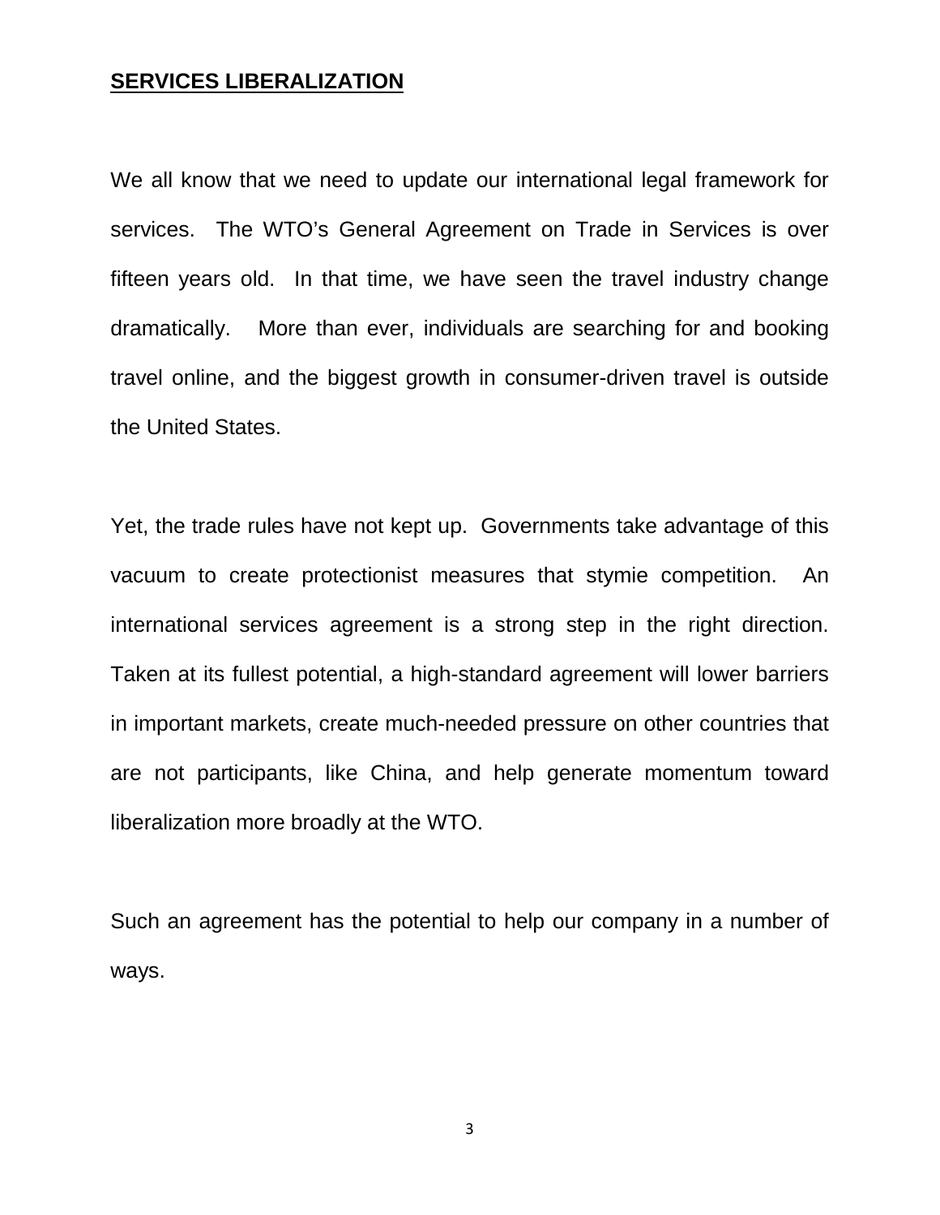## SERVICES LIBERALIZATION

We all know that we need to update our international legal framework for services. The WTO's General Agreement on Trade in Services is over fifteen years old. In that time, we have seen the travel industry change dramatically. More than ever, individuals are searching for and booking travel online, and the biggest growth in consumer-driven travel is outside the United States.

Yet, the trade rules have not kept up. Governments take advantage of this vacuum to create protectionist measures that stymie competition. An international services agreement is a strong step in the right direction. Taken at its fullest potential, a high-standard agreement will lower barriers in important markets, create much-needed pressure on other countries that are not participants, like China, and help generate momentum toward liberalization more broadly at the WTO.

Such an agreement has the potential to help our company in a number of ways.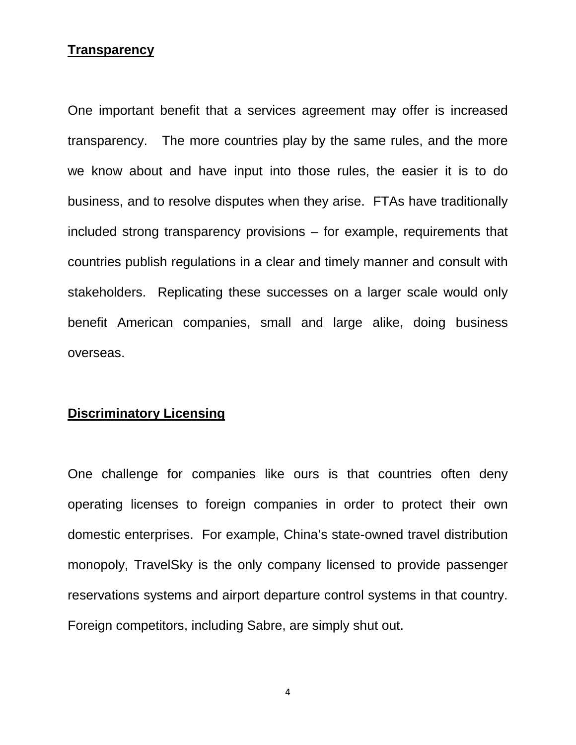**Transparency**

One important benefit that a services agreement may offer is increased transparency. The more countries play by the same rules, and the more we know about and have input into those rules, the easier it is to do business, and to resolve disputes when they arise. FTAs have traditionally included strong transparency provisions – for example, requirements that countries publish regulations in a clear and timely manner and consult with stakeholders. Replicating these successes on a larger scale would only benefit American companies, small and large alike, doing business overseas.

**Discriminatory Licensing**

One challenge for companies like ours is that countries often deny operating licenses to foreign companies in order to protect their own domestic enterprises. For example, China's state-owned travel distribution monopoly, TravelSky is the only company licensed to provide passenger reservations systems and airport departure control systems in that country. Foreign competitors, including Sabre, are simply shut out.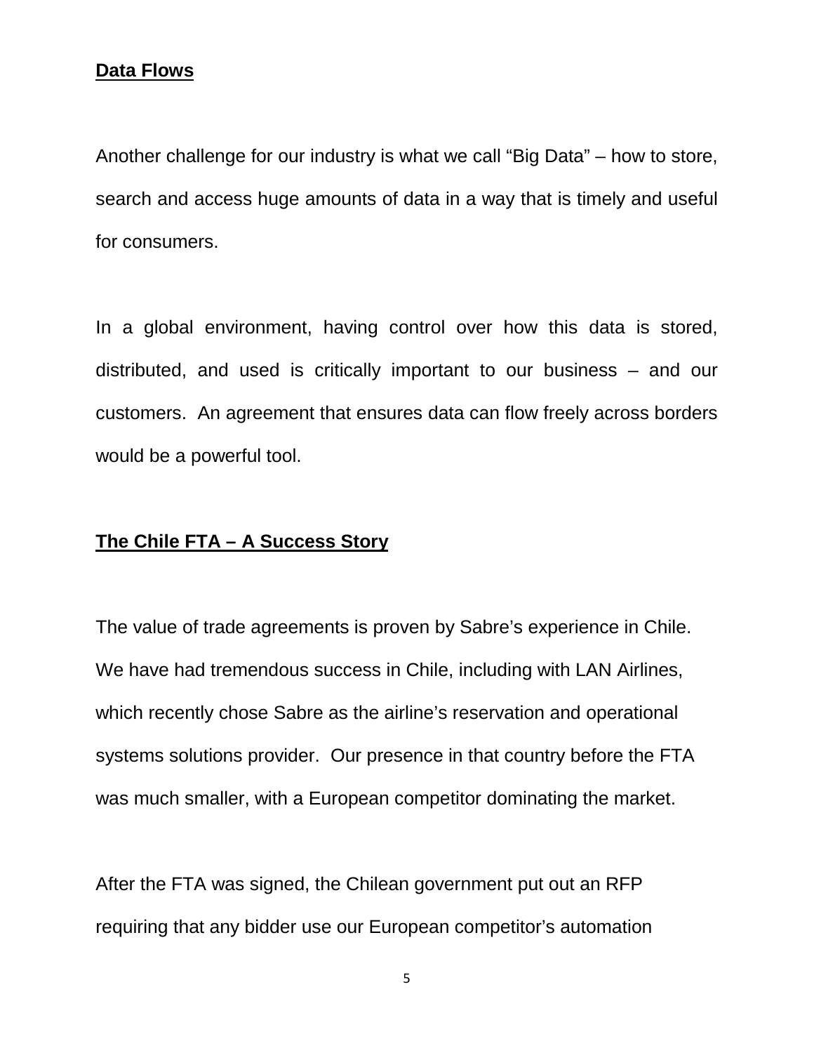**Data Flows**

Another challenge for our industry is what we call "Big Data" – how to store, search and access huge amounts of data in a way that is timely and useful for consumers.

In a global environment, having control over how this data is stored, distributed, and used is critically important to our business – and our customers. An agreement that ensures data can flow freely across borders would be a powerful tool.

**The Chile FTA – A Success Story**

The value of trade agreements is proven by Sabre's experience in Chile. We have had tremendous success in Chile, including with LAN Airlines, which recently chose Sabre as the airline's reservation and operational systems solutions provider. Our presence in that country before the FTA was much smaller, with a European competitor dominating the market.

After the FTA was signed, the Chilean government put out an RFP requiring that any bidder use our European competitor's automation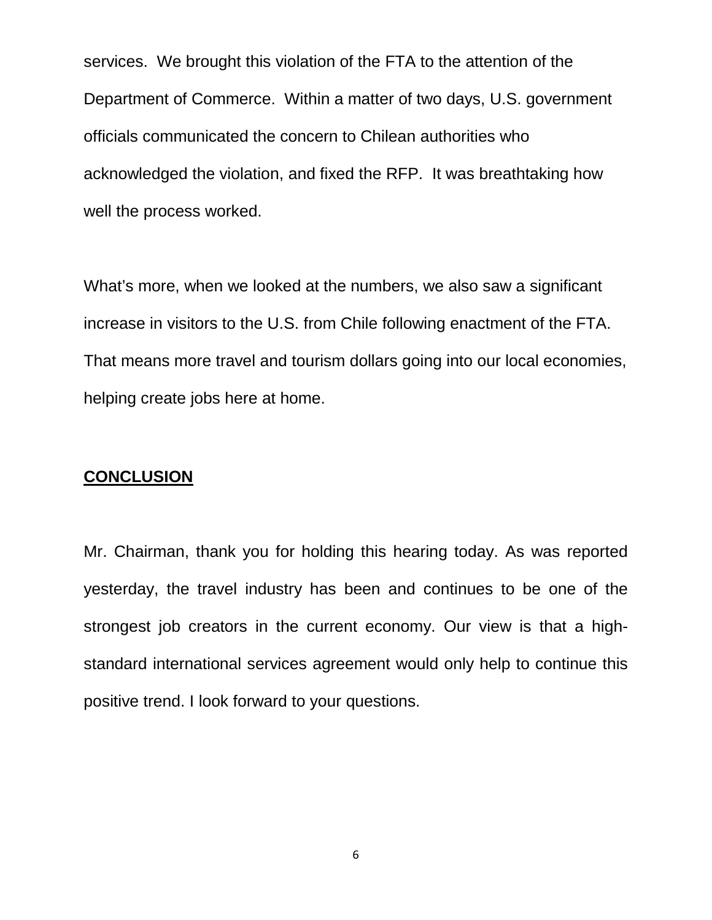services. We brought this violation of the FTA to the attention of the Department of Commerce. Within a matter of two days, U.S. government officials communicated the concern to Chilean authorities who acknowledged the violation, and fixed the RFP. It was breathtaking how well the process worked.

What's more, when we looked at the numbers, we also saw a significant increase in visitors to the U.S. from Chile following enactment of the FTA. That means more travel and tourism dollars going into our local economies, helping create jobs here at home.

## CONCLUSION

Mr. Chairman, thank you for holding this hearing today. As was reported yesterday, the travel industry has been and continues to be one of the strongest job creators in the current economy. Our view is that a high-standard international services agreement would only help to continue this positive trend. I look forward to your questions.